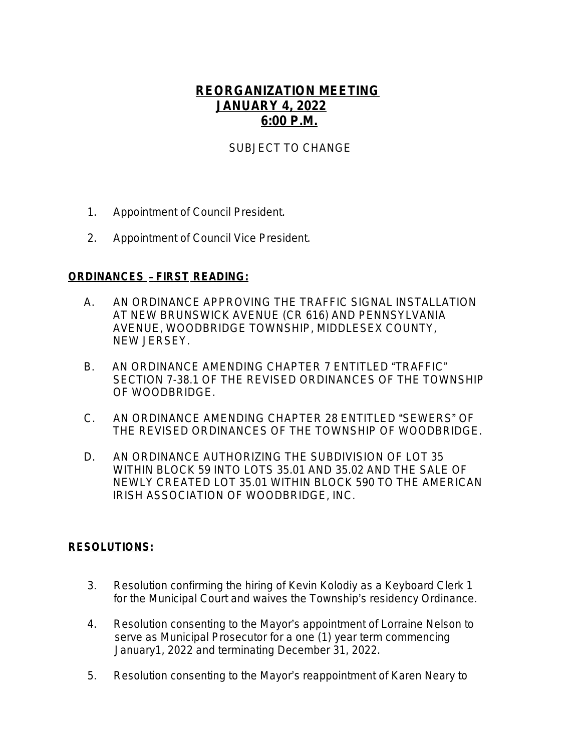# REORGANIZATION MEETING
## JANUARY 4, 2022
## 6:00 P.M.

SUBJECT TO CHANGE

1. Appointment of Council President.

2. Appointment of Council Vice President.

**ORDINANCES – FIRST READING:**

A. AN ORDINANCE APPROVING THE TRAFFIC SIGNAL INSTALLATION AT NEW BRUNSWICK AVENUE (CR 616) AND PENNSYLVANIA AVENUE, WOODBRIDGE TOWNSHIP, MIDDLESEX COUNTY, NEW JERSEY.

B. AN ORDINANCE AMENDING CHAPTER 7 ENTITLED "TRAFFIC" SECTION 7-38.1 OF THE REVISED ORDINANCES OF THE TOWNSHIP OF WOODBRIDGE.

C. AN ORDINANCE AMENDING CHAPTER 28 ENTITLED "SEWERS" OF THE REVISED ORDINANCES OF THE TOWNSHIP OF WOODBRIDGE.

D. AN ORDINANCE AUTHORIZING THE SUBDIVISION OF LOT 35 WITHIN BLOCK 59 INTO LOTS 35.01 AND 35.02 AND THE SALE OF NEWLY CREATED LOT 35.01 WITHIN BLOCK 590 TO THE AMERICAN IRISH ASSOCIATION OF WOODBRIDGE, INC.

**RESOLUTIONS:**

3. Resolution confirming the hiring of Kevin Kolodiy as a Keyboard Clerk 1 for the Municipal Court and waives the Township's residency Ordinance.

4. Resolution consenting to the Mayor's appointment of Lorraine Nelson to serve as Municipal Prosecutor for a one (1) year term commencing January1, 2022 and terminating December 31, 2022.

5. Resolution consenting to the Mayor's reappointment of Karen Neary to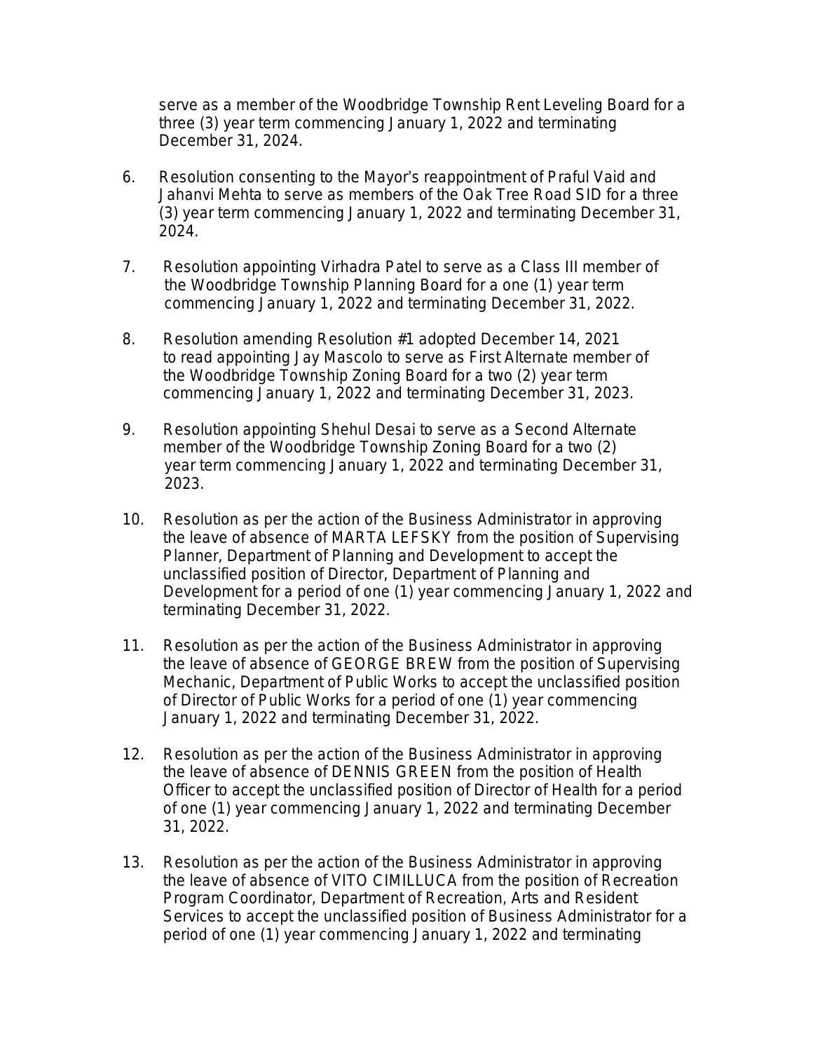serve as a member of the Woodbridge Township Rent Leveling Board for a three (3) year term commencing January 1, 2022 and terminating December 31, 2024.

6. Resolution consenting to the Mayor's reappointment of Praful Vaid and Jahanvi Mehta to serve as members of the Oak Tree Road SID for a three (3) year term commencing January 1, 2022 and terminating December 31, 2024.

7. Resolution appointing Virhadra Patel to serve as a Class III member of the Woodbridge Township Planning Board for a one (1) year term commencing January 1, 2022 and terminating December 31, 2022.

8. Resolution amending Resolution #1 adopted December 14, 2021 to read appointing Jay Mascolo to serve as First Alternate member of the Woodbridge Township Zoning Board for a two (2) year term commencing January 1, 2022 and terminating December 31, 2023.

9. Resolution appointing Shehul Desai to serve as a Second Alternate member of the Woodbridge Township Zoning Board for a two (2) year term commencing January 1, 2022 and terminating December 31, 2023.

10. Resolution as per the action of the Business Administrator in approving the leave of absence of MARTA LEFSKY from the position of Supervising Planner, Department of Planning and Development to accept the unclassified position of Director, Department of Planning and Development for a period of one (1) year commencing January 1, 2022 and terminating December 31, 2022.

11. Resolution as per the action of the Business Administrator in approving the leave of absence of GEORGE BREW from the position of Supervising Mechanic, Department of Public Works to accept the unclassified position of Director of Public Works for a period of one (1) year commencing January 1, 2022 and terminating December 31, 2022.

12. Resolution as per the action of the Business Administrator in approving the leave of absence of DENNIS GREEN from the position of Health Officer to accept the unclassified position of Director of Health for a period of one (1) year commencing January 1, 2022 and terminating December 31, 2022.

13. Resolution as per the action of the Business Administrator in approving the leave of absence of VITO CIMILLUCA from the position of Recreation Program Coordinator, Department of Recreation, Arts and Resident Services to accept the unclassified position of Business Administrator for a period of one (1) year commencing January 1, 2022 and terminating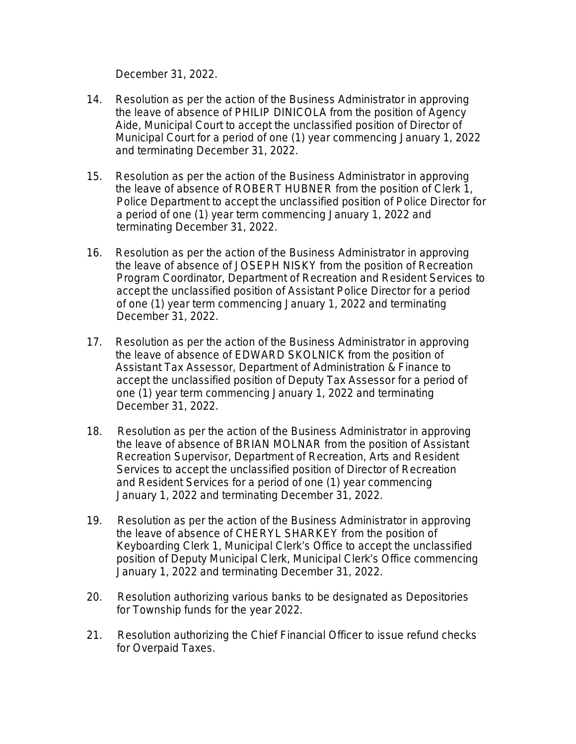December 31, 2022.

14. Resolution as per the action of the Business Administrator in approving the leave of absence of PHILIP DINICOLA from the position of Agency Aide, Municipal Court to accept the unclassified position of Director of Municipal Court for a period of one (1) year commencing January 1, 2022 and terminating December 31, 2022.

15. Resolution as per the action of the Business Administrator in approving the leave of absence of ROBERT HUBNER from the position of Clerk 1, Police Department to accept the unclassified position of Police Director for a period of one (1) year term commencing January 1, 2022 and terminating December 31, 2022.

16. Resolution as per the action of the Business Administrator in approving the leave of absence of JOSEPH NISKY from the position of Recreation Program Coordinator, Department of Recreation and Resident Services to accept the unclassified position of Assistant Police Director for a period of one (1) year term commencing January 1, 2022 and terminating December 31, 2022.

17. Resolution as per the action of the Business Administrator in approving the leave of absence of EDWARD SKOLNICK from the position of Assistant Tax Assessor, Department of Administration & Finance to accept the unclassified position of Deputy Tax Assessor for a period of one (1) year term commencing January 1, 2022 and terminating December 31, 2022.

18. Resolution as per the action of the Business Administrator in approving the leave of absence of BRIAN MOLNAR from the position of Assistant Recreation Supervisor, Department of Recreation, Arts and Resident Services to accept the unclassified position of Director of Recreation and Resident Services for a period of one (1) year commencing January 1, 2022 and terminating December 31, 2022.

19. Resolution as per the action of the Business Administrator in approving the leave of absence of CHERYL SHARKEY from the position of Keyboarding Clerk 1, Municipal Clerk's Office to accept the unclassified position of Deputy Municipal Clerk, Municipal Clerk's Office commencing January 1, 2022 and terminating December 31, 2022.

20. Resolution authorizing various banks to be designated as Depositories for Township funds for the year 2022.

21. Resolution authorizing the Chief Financial Officer to issue refund checks for Overpaid Taxes.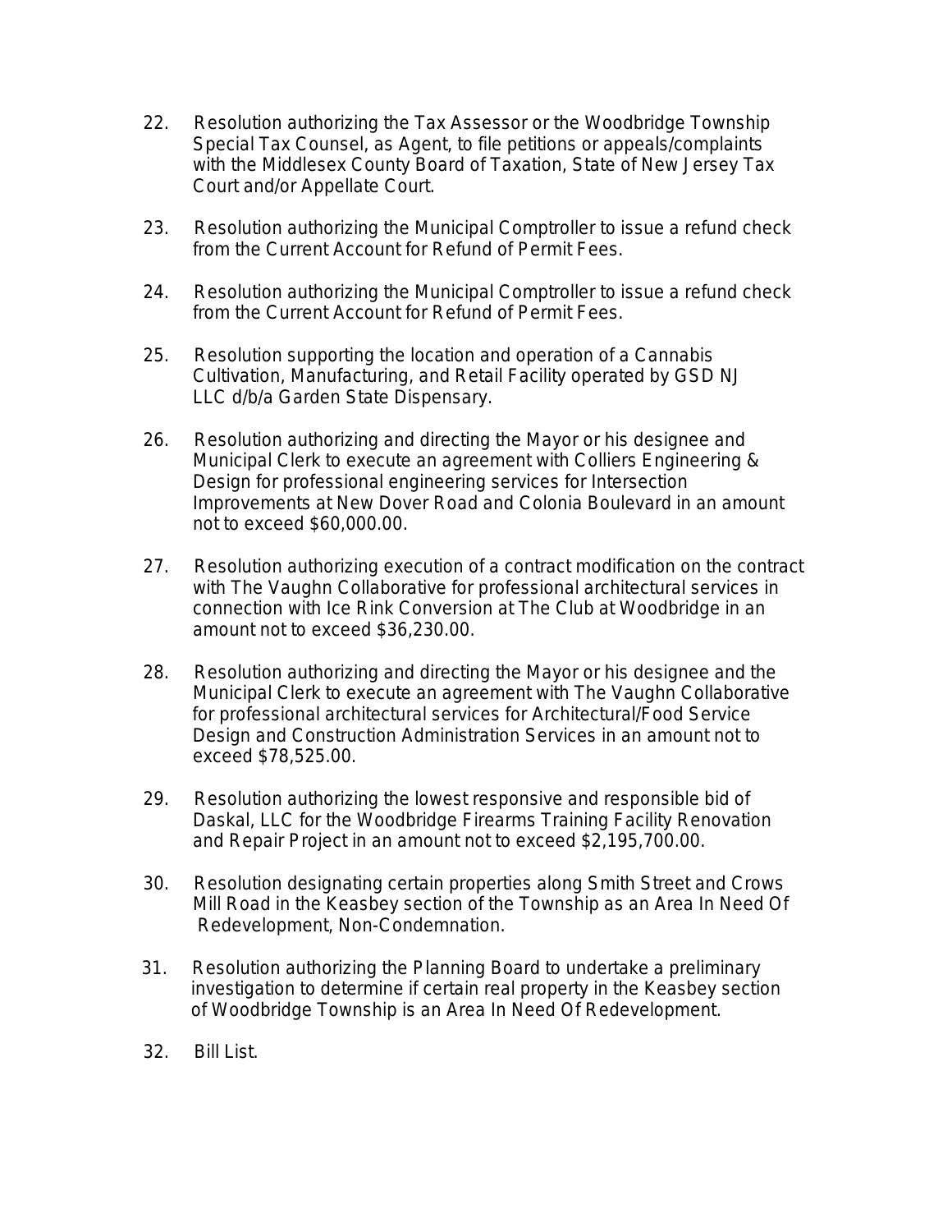22. Resolution authorizing the Tax Assessor or the Woodbridge Township Special Tax Counsel, as Agent, to file petitions or appeals/complaints with the Middlesex County Board of Taxation, State of New Jersey Tax Court and/or Appellate Court.

23. Resolution authorizing the Municipal Comptroller to issue a refund check from the Current Account for Refund of Permit Fees.

24. Resolution authorizing the Municipal Comptroller to issue a refund check from the Current Account for Refund of Permit Fees.

25. Resolution supporting the location and operation of a Cannabis Cultivation, Manufacturing, and Retail Facility operated by GSD NJ LLC d/b/a Garden State Dispensary.

26. Resolution authorizing and directing the Mayor or his designee and Municipal Clerk to execute an agreement with Colliers Engineering & Design for professional engineering services for Intersection Improvements at New Dover Road and Colonia Boulevard in an amount not to exceed $60,000.00.

27. Resolution authorizing execution of a contract modification on the contract with The Vaughn Collaborative for professional architectural services in connection with Ice Rink Conversion at The Club at Woodbridge in an amount not to exceed $36,230.00.

28. Resolution authorizing and directing the Mayor or his designee and the Municipal Clerk to execute an agreement with The Vaughn Collaborative for professional architectural services for Architectural/Food Service Design and Construction Administration Services in an amount not to exceed $78,525.00.

29. Resolution authorizing the lowest responsive and responsible bid of Daskal, LLC for the Woodbridge Firearms Training Facility Renovation and Repair Project in an amount not to exceed $2,195,700.00.

30. Resolution designating certain properties along Smith Street and Crows Mill Road in the Keasbey section of the Township as an Area In Need Of Redevelopment, Non-Condemnation.

31. Resolution authorizing the Planning Board to undertake a preliminary investigation to determine if certain real property in the Keasbey section of Woodbridge Township is an Area In Need Of Redevelopment.

32. Bill List.